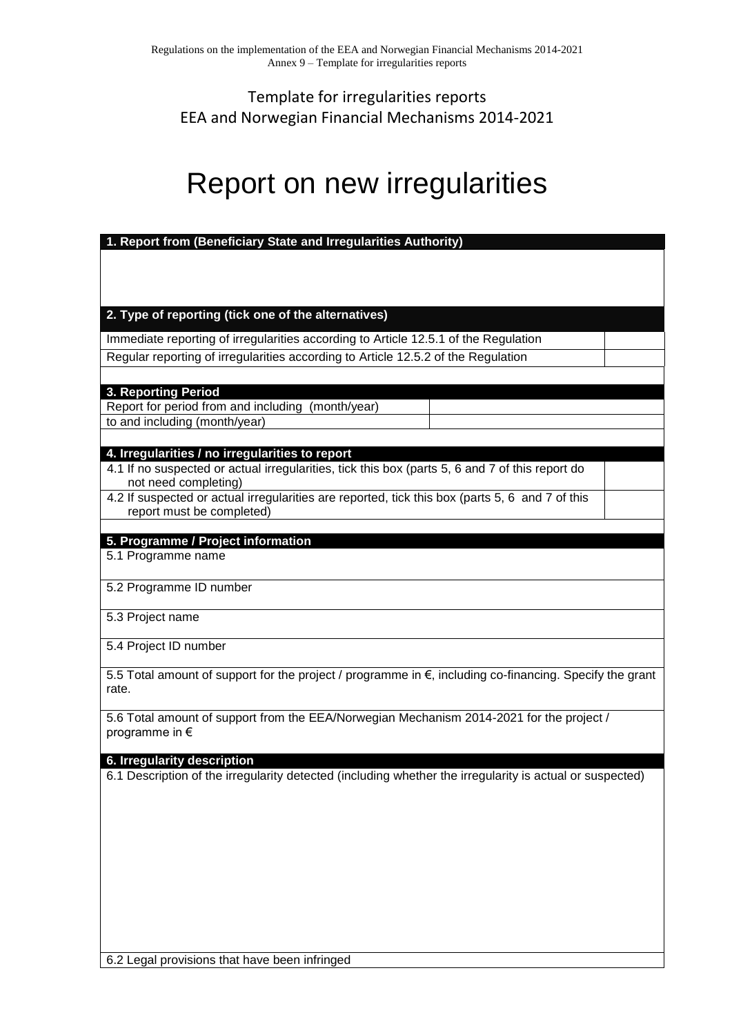Template for irregularities reports
EEA and Norwegian Financial Mechanisms 2014-2021

# Report on new irregularities

| **1. Report from (Beneficiary State and Irregularities Authority)** | |
|---|---|
| | |

| **2. Type of reporting (tick one of the alternatives)** | |
|---|---|
| Immediate reporting of irregularities according to Article 12.5.1 of the Regulation | |
| Regular reporting of irregularities according to Article 12.5.2 of the Regulation | |

| **3. Reporting Period** | |
|---|---|
| Report for period from and including (month/year) | |
| to and including (month/year) | |

| **4. Irregularities / no irregularities to report** | |
|---|---|
| 4.1 If no suspected or actual irregularities, tick this box (parts 5, 6 and 7 of this report do not need completing) | |
| 4.2 If suspected or actual irregularities are reported, tick this box (parts 5, 6 and 7 of this report must be completed) | |

| **5. Programme / Project information** |
|---|
| 5.1 Programme name |
| 5.2 Programme ID number |
| 5.3 Project name |
| 5.4 Project ID number |
| 5.5 Total amount of support for the project / programme in €, including co-financing. Specify the grant rate. |
| 5.6 Total amount of support from the EEA/Norwegian Mechanism 2014-2021 for the project / programme in € |

| **6. Irregularity description** |
|---|
| 6.1 Description of the irregularity detected (including whether the irregularity is actual or suspected) |
| 6.2 Legal provisions that have been infringed |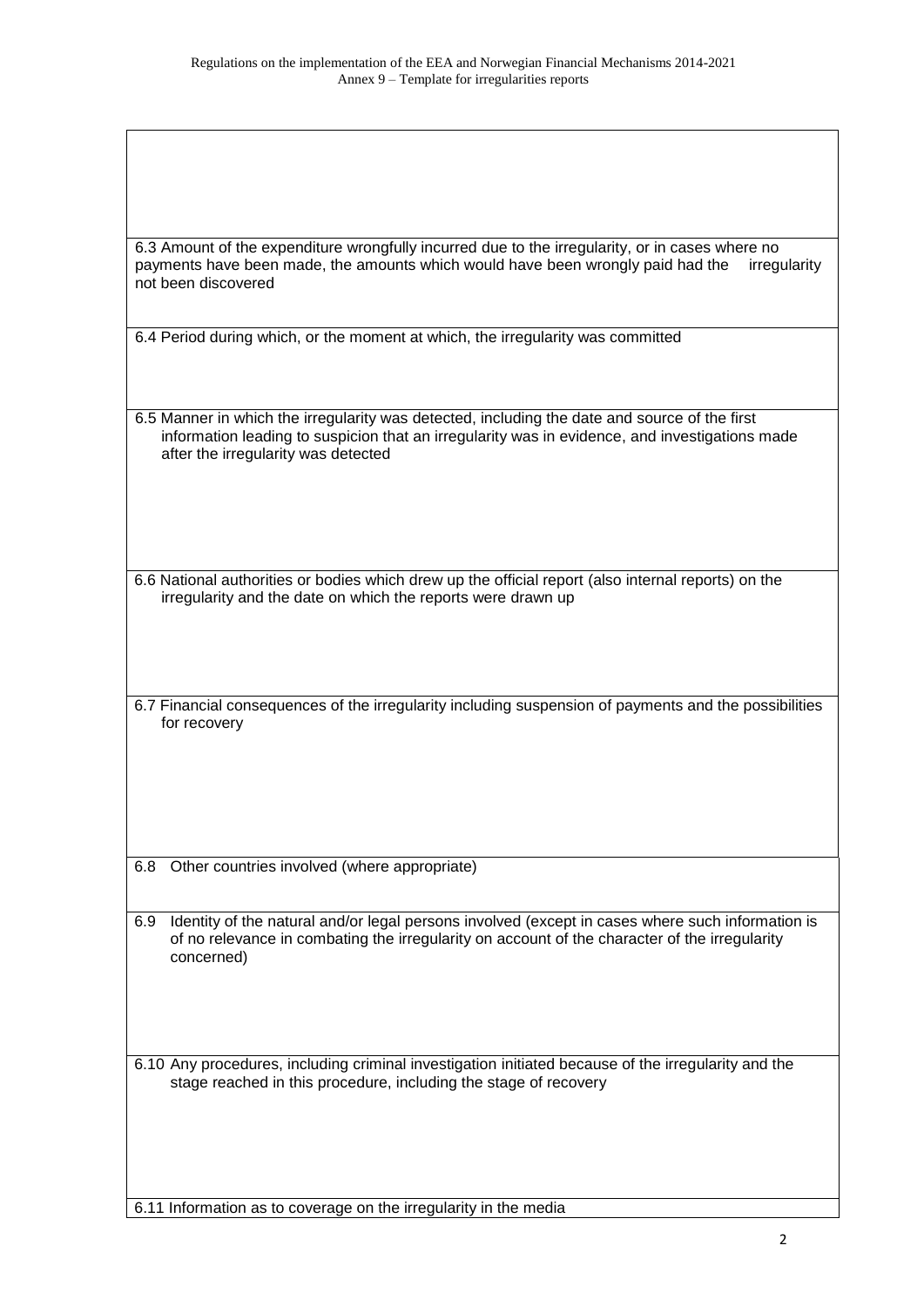| |
|---|
| |
| 6.3 Amount of the expenditure wrongfully incurred due to the irregularity, or in cases where no payments have been made, the amounts which would have been wrongly paid had the irregularity not been discovered |
| 6.4 Period during which, or the moment at which, the irregularity was committed |
| 6.5 Manner in which the irregularity was detected, including the date and source of the first information leading to suspicion that an irregularity was in evidence, and investigations made after the irregularity was detected |
| 6.6 National authorities or bodies which drew up the official report (also internal reports) on the irregularity and the date on which the reports were drawn up |
| 6.7 Financial consequences of the irregularity including suspension of payments and the possibilities for recovery |
| 6.8 Other countries involved (where appropriate) |
| 6.9 Identity of the natural and/or legal persons involved (except in cases where such information is of no relevance in combating the irregularity on account of the character of the irregularity concerned) |
| 6.10 Any procedures, including criminal investigation initiated because of the irregularity and the stage reached in this procedure, including the stage of recovery |
| 6.11 Information as to coverage on the irregularity in the media |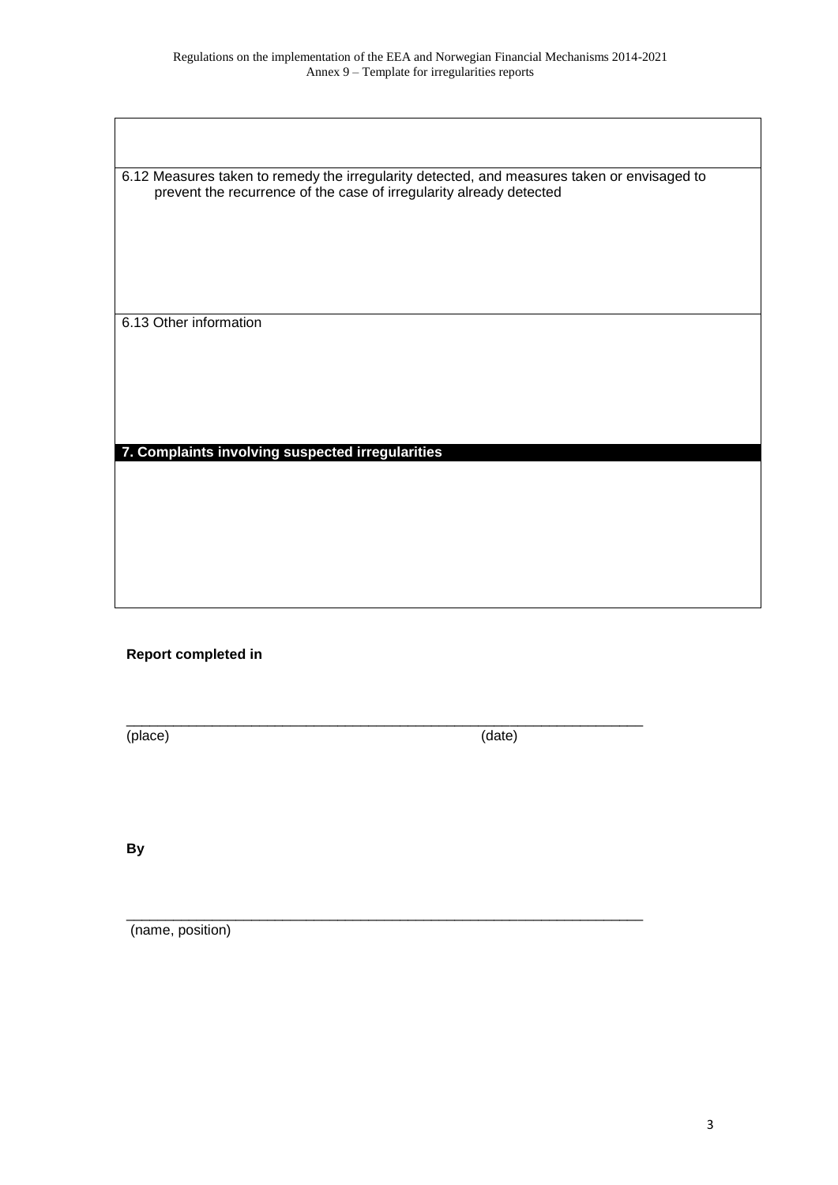6.12 Measures taken to remedy the irregularity detected, and measures taken or envisaged to prevent the recurrence of the case of irregularity already detected

6.13 Other information

## 7. Complaints involving suspected irregularities

**Report completed in**

\_\_\_\_\_\_\_\_\_\_\_\_\_\_\_\_\_\_\_\_\_\_\_\_\_\_\_\_\_\_\_\_\_\_\_\_\_\_\_\_\_\_\_\_\_\_\_\_\_\_\_\_\_\_\_\_\_\_\_\_\_\_\_\_\_\_

(place) (date)

**By**

\_\_\_\_\_\_\_\_\_\_\_\_\_\_\_\_\_\_\_\_\_\_\_\_\_\_\_\_\_\_\_\_\_\_\_\_\_\_\_\_\_\_\_\_\_\_\_\_\_\_\_\_\_\_\_\_\_\_\_\_\_\_\_\_\_\_

(name, position)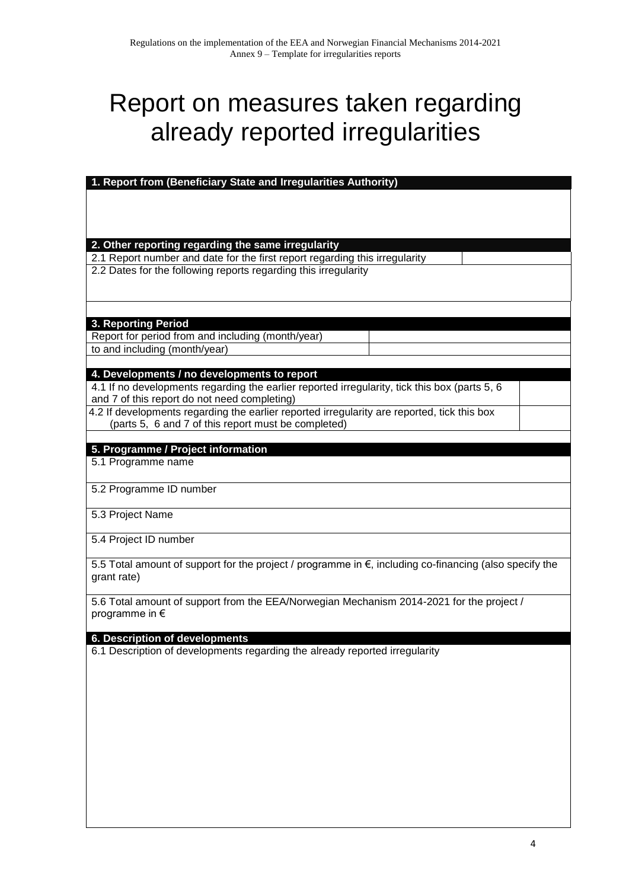# Report on measures taken regarding already reported irregularities

| **1. Report from (Beneficiary State and Irregularities Authority)** | |
|---|---|
| | |

| **2. Other reporting regarding the same irregularity** | |
|---|---|
| 2.1 Report number and date for the first report regarding this irregularity | |
| 2.2 Dates for the following reports regarding this irregularity | |

| **3. Reporting Period** | |
|---|---|
| Report for period from and including (month/year) | |
| to and including (month/year) | |

| **4. Developments / no developments to report** | |
|---|---|
| 4.1 If no developments regarding the earlier reported irregularity, tick this box (parts 5, 6 and 7 of this report do not need completing) | |
| 4.2 If developments regarding the earlier reported irregularity are reported, tick this box (parts 5, 6 and 7 of this report must be completed) | |

| **5. Programme / Project information** |
|---|
| 5.1 Programme name |
| 5.2 Programme ID number |
| 5.3 Project Name |
| 5.4 Project ID number |
| 5.5 Total amount of support for the project / programme in €, including co-financing (also specify the grant rate) |
| 5.6 Total amount of support from the EEA/Norwegian Mechanism 2014-2021 for the project / programme in € |

| **6. Description of developments** |
|---|
| 6.1 Description of developments regarding the already reported irregularity |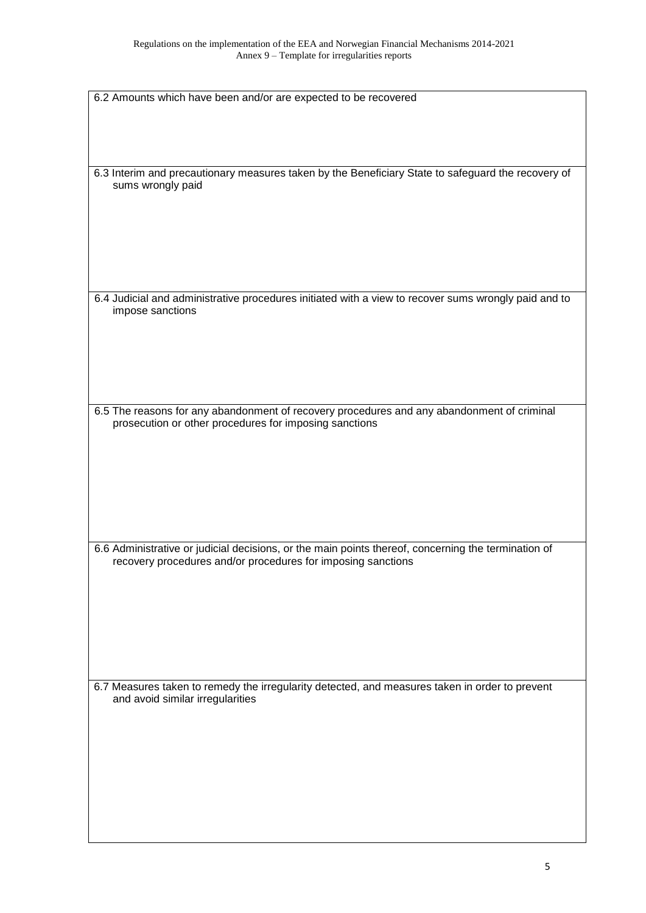6.2 Amounts which have been and/or are expected to be recovered

6.3 Interim and precautionary measures taken by the Beneficiary State to safeguard the recovery of sums wrongly paid

6.4 Judicial and administrative procedures initiated with a view to recover sums wrongly paid and to impose sanctions

6.5 The reasons for any abandonment of recovery procedures and any abandonment of criminal prosecution or other procedures for imposing sanctions

6.6 Administrative or judicial decisions, or the main points thereof, concerning the termination of recovery procedures and/or procedures for imposing sanctions

6.7 Measures taken to remedy the irregularity detected, and measures taken in order to prevent and avoid similar irregularities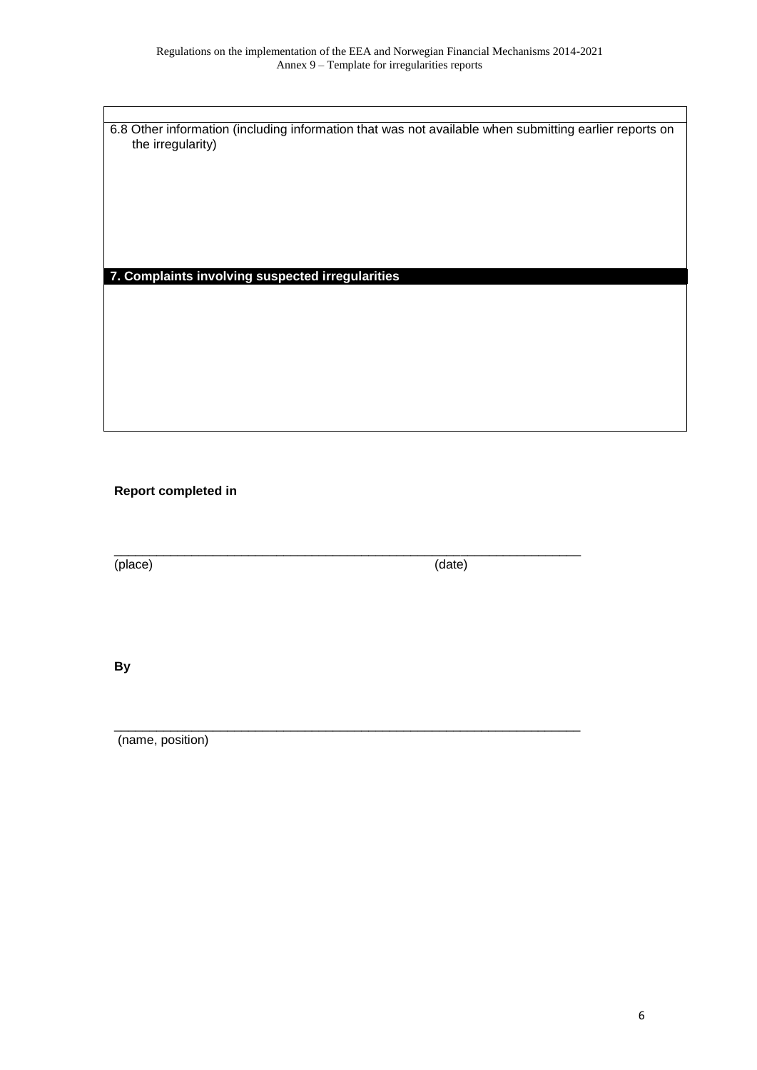6.8 Other information (including information that was not available when submitting earlier reports on the irregularity)

**7. Complaints involving suspected irregularities**

**Report completed in**

___________________________________________________________________

(place) (date)

**By**

___________________________________________________________________

(name, position)